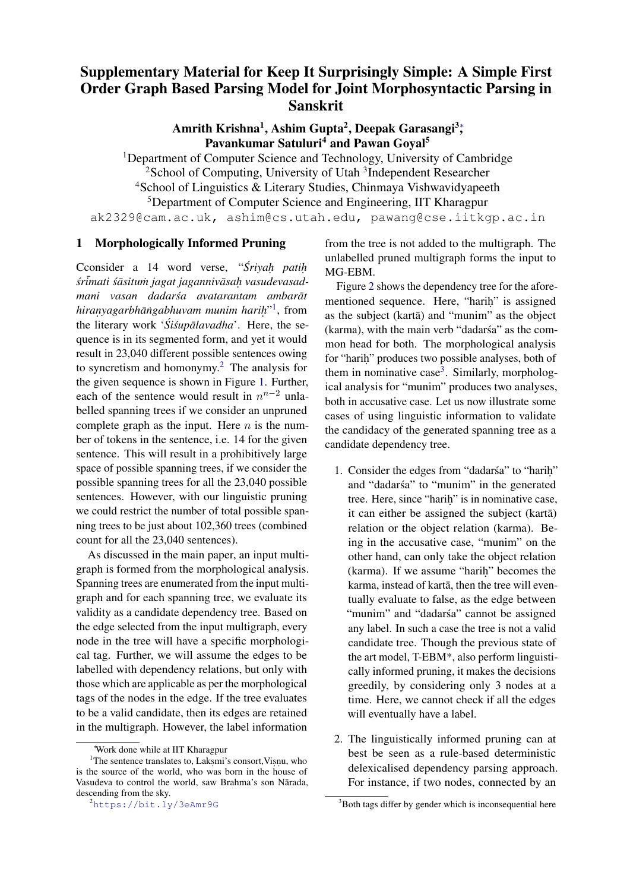# Supplementary Material for Keep It Surprisingly Simple: A Simple First Order Graph Based Parsing Model for Joint Morphosyntactic Parsing in Sanskrit

**Amrith Krishna[1], Ashim Gupta[2], Deepak Garasangi[3,*], Pavankumar Satuluri[4] and Pawan Goyal[5]**

[1]Department of Computer Science and Technology, University of Cambridge
[2]School of Computing, University of Utah [3]Independent Researcher
[4]School of Linguistics & Literary Studies, Chinmaya Vishwavidyapeeth
[5]Department of Computer Science and Engineering, IIT Kharagpur

ak2329@cam.ac.uk, ashim@cs.utah.edu, pawang@cse.iitkgp.ac.in

## 1 Morphologically Informed Pruning

Cconsider a 14 word verse, "*Śriyaḥ patiḥ śrīmati śāsituṁ jagat jagannivāsaḥ vasudevasadmani vasan dadarśa avatarantam ambarāt hiraṇyagarbhāṅgabhuvam munim hariḥ*"[1], from the literary work '*Śiśupālavadha*'. Here, the sequence is in its segmented form, and yet it would result in 23,040 different possible sentences owing to syncretism and homonymy.[2] The analysis for the given sequence is shown in Figure 1. Further, each of the sentence would result in $n^{n-2}$ unlabelled spanning trees if we consider an unpruned complete graph as the input. Here $n$ is the number of tokens in the sentence, i.e. 14 for the given sentence. This will result in a prohibitively large space of possible spanning trees, if we consider the possible spanning trees for all the 23,040 possible sentences. However, with our linguistic pruning we could restrict the number of total possible spanning trees to be just about 102,360 trees (combined count for all the 23,040 sentences).

As discussed in the main paper, an input multigraph is formed from the morphological analysis. Spanning trees are enumerated from the input multigraph and for each spanning tree, we evaluate its validity as a candidate dependency tree. Based on the edge selected from the input multigraph, every node in the tree will have a specific morphological tag. Further, we will assume the edges to be labelled with dependency relations, but only with those which are applicable as per the morphological tags of the nodes in the edge. If the tree evaluates to be a valid candidate, then its edges are retained in the multigraph. However, the label information from the tree is not added to the multigraph. The unlabelled pruned multigraph forms the input to MG-EBM.

Figure 2 shows the dependency tree for the aforementioned sequence. Here, "hariḥ" is assigned as the subject (kartā) and "munim" as the object (karma), with the main verb "dadarśa" as the common head for both. The morphological analysis for "hariḥ" produces two possible analyses, both of them in nominative case[3]. Similarly, morphological analysis for "munim" produces two analyses, both in accusative case. Let us now illustrate some cases of using linguistic information to validate the candidacy of the generated spanning tree as a candidate dependency tree.

1. Consider the edges from "dadarśa" to "hariḥ" and "dadarśa" to "munim" in the generated tree. Here, since "hariḥ" is in nominative case, it can either be assigned the subject (kartā) relation or the object relation (karma). Being in the accusative case, "munim" on the other hand, can only take the object relation (karma). If we assume "hariḥ" becomes the karma, instead of kartā, then the tree will eventually evaluate to false, as the edge between "munim" and "dadarśa" cannot be assigned any label. In such a case the tree is not a valid candidate tree. Though the previous state of the art model, T-EBM*, also perform linguistically informed pruning, it makes the decisions greedily, by considering only 3 nodes at a time. Here, we cannot check if all the edges will eventually have a label.

2. The linguistically informed pruning can at best be seen as a rule-based deterministic delexicalised dependency parsing approach. For instance, if two nodes, connected by an

---

*Work done while at IIT Kharagpur

[1]The sentence translates to, Lakṣmi's consort,Viṣṇu, who is the source of the world, who was born in the house of Vasudeva to control the world, saw Brahma's son Nārada, descending from the sky.

[2]https://bit.ly/3eAmr9G

[3]Both tags differ by gender which is inconsequential here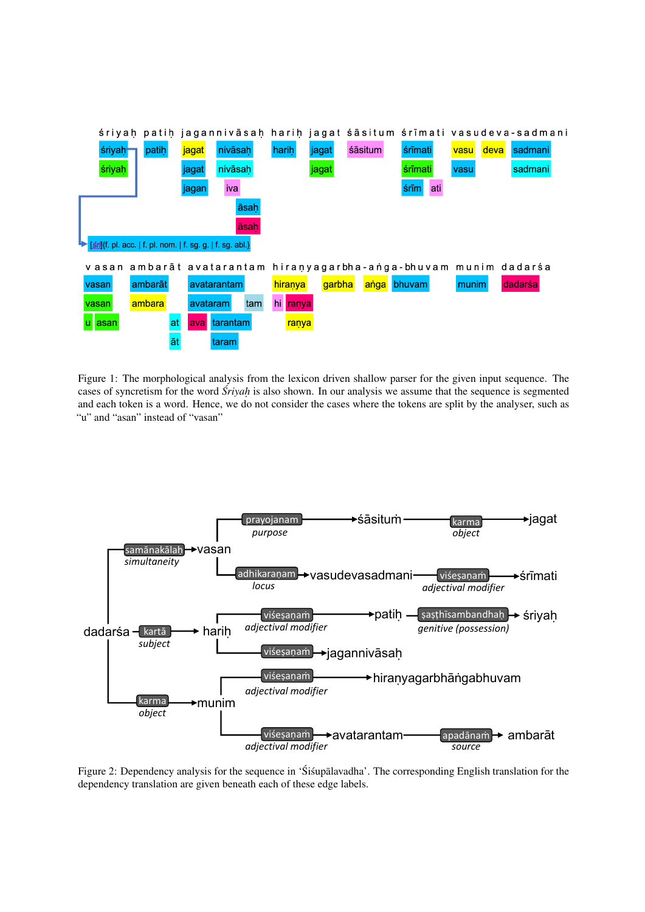Figure 1: The morphological analysis from the lexicon driven shallow parser for the given input sequence. The cases of syncretism for the word *Śriyaḥ* is also shown. In our analysis we assume that the sequence is segmented and each token is a word. Hence, we do not consider the cases where the tokens are split by the analyser, such as "u" and "asan" instead of "vasan"

Figure 2: Dependency analysis for the sequence in 'Śiśupālavadha'. The corresponding English translation for the dependency translation are given beneath each of these edge labels.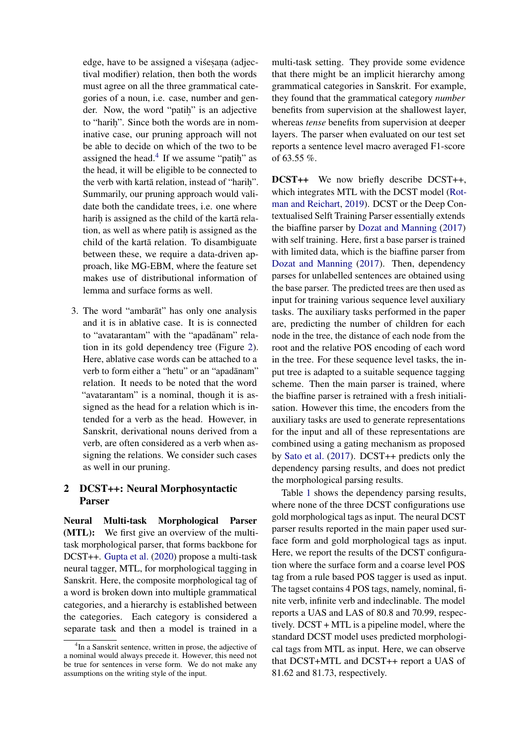edge, have to be assigned a viśeṣaṇa (adjectival modifier) relation, then both the words must agree on all the three grammatical categories of a noun, i.e. case, number and gender. Now, the word "patiḥ" is an adjective to "hariḥ". Since both the words are in nominative case, our pruning approach will not be able to decide on which of the two to be assigned the head.[4] If we assume "patiḥ" as the head, it will be eligible to be connected to the verb with kartā relation, instead of "hariḥ". Summarily, our pruning approach would validate both the candidate trees, i.e. one where hariḥ is assigned as the child of the kartā relation, as well as where patiḥ is assigned as the child of the kartā relation. To disambiguate between these, we require a data-driven approach, like MG-EBM, where the feature set makes use of distributional information of lemma and surface forms as well.

3. The word "ambarāt" has only one analysis and it is in ablative case. It is is connected to "avatarantam" with the "apadānam" relation in its gold dependency tree (Figure 2). Here, ablative case words can be attached to a verb to form either a "hetu" or an "apadānam" relation. It needs to be noted that the word "avatarantam" is a nominal, though it is assigned as the head for a relation which is intended for a verb as the head. However, in Sanskrit, derivational nouns derived from a verb, are often considered as a verb when assigning the relations. We consider such cases as well in our pruning.

## 2 DCST++: Neural Morphosyntactic Parser

**Neural Multi-task Morphological Parser (MTL):** We first give an overview of the multi-task morphological parser, that forms backbone for DCST++. Gupta et al. (2020) propose a multi-task neural tagger, MTL, for morphological tagging in Sanskrit. Here, the composite morphological tag of a word is broken down into multiple grammatical categories, and a hierarchy is established between the categories. Each category is considered a separate task and then a model is trained in a multi-task setting. They provide some evidence that there might be an implicit hierarchy among grammatical categories in Sanskrit. For example, they found that the grammatical category *number* benefits from supervision at the shallowest layer, whereas *tense* benefits from supervision at deeper layers. The parser when evaluated on our test set reports a sentence level macro averaged F1-score of 63.55 %.

**DCST++** We now briefly describe DCST++, which integrates MTL with the DCST model (Rotman and Reichart, 2019). DCST or the Deep Contextualised Selft Training Parser essentially extends the biaffine parser by Dozat and Manning (2017) with self training. Here, first a base parser is trained with limited data, which is the biaffine parser from Dozat and Manning (2017). Then, dependency parses for unlabelled sentences are obtained using the base parser. The predicted trees are then used as input for training various sequence level auxiliary tasks. The auxiliary tasks performed in the paper are, predicting the number of children for each node in the tree, the distance of each node from the root and the relative POS encoding of each word in the tree. For these sequence level tasks, the input tree is adapted to a suitable sequence tagging scheme. Then the main parser is trained, where the biaffine parser is retrained with a fresh initialisation. However this time, the encoders from the auxiliary tasks are used to generate representations for the input and all of these representations are combined using a gating mechanism as proposed by Sato et al. (2017). DCST++ predicts only the dependency parsing results, and does not predict the morphological parsing results.

Table 1 shows the dependency parsing results, where none of the three DCST configurations use gold morphological tags as input. The neural DCST parser results reported in the main paper used surface form and gold morphological tags as input. Here, we report the results of the DCST configuration where the surface form and a coarse level POS tag from a rule based POS tagger is used as input. The tagset contains 4 POS tags, namely, nominal, finite verb, infinite verb and indeclinable. The model reports a UAS and LAS of 80.8 and 70.99, respectively. DCST + MTL is a pipeline model, where the standard DCST model uses predicted morphological tags from MTL as input. Here, we can observe that DCST+MTL and DCST++ report a UAS of 81.62 and 81.73, respectively.

[4] In a Sanskrit sentence, written in prose, the adjective of a nominal would always precede it. However, this need not be true for sentences in verse form. We do not make any assumptions on the writing style of the input.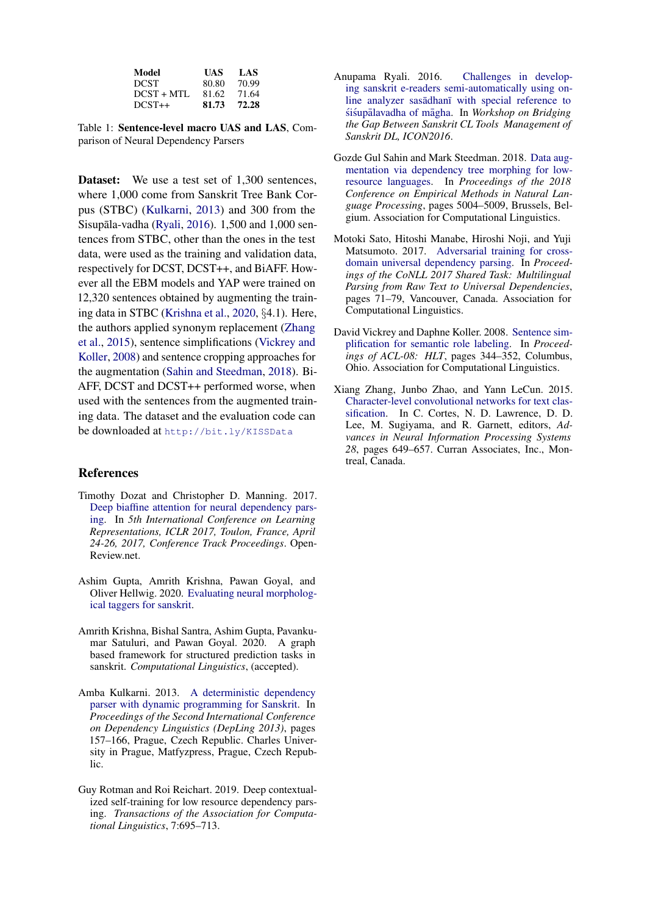| Model | UAS | LAS |
|---|---|---|
| DCST | 80.80 | 70.99 |
| DCST + MTL | 81.62 | 71.64 |
| DCST++ | **81.73** | **72.28** |

Table 1: **Sentence-level macro UAS and LAS**, Comparison of Neural Dependency Parsers

**Dataset:** We use a test set of 1,300 sentences, where 1,000 come from Sanskrit Tree Bank Corpus (STBC) (Kulkarni, 2013) and 300 from the Sisupāla-vadha (Ryali, 2016). 1,500 and 1,000 sentences from STBC, other than the ones in the test data, were used as the training and validation data, respectively for DCST, DCST++, and BiAFF. However all the EBM models and YAP were trained on 12,320 sentences obtained by augmenting the training data in STBC (Krishna et al., 2020, §4.1). Here, the authors applied synonym replacement (Zhang et al., 2015), sentence simplifications (Vickrey and Koller, 2008) and sentence cropping approaches for the augmentation (Sahin and Steedman, 2018). BiAFF, DCST and DCST++ performed worse, when used with the sentences from the augmented training data. The dataset and the evaluation code can be downloaded at `http://bit.ly/KISSData`

## References

Timothy Dozat and Christopher D. Manning. 2017. Deep biaffine attention for neural dependency parsing. In *5th International Conference on Learning Representations, ICLR 2017, Toulon, France, April 24-26, 2017, Conference Track Proceedings*. OpenReview.net.

Ashim Gupta, Amrith Krishna, Pawan Goyal, and Oliver Hellwig. 2020. Evaluating neural morphological taggers for sanskrit.

Amrith Krishna, Bishal Santra, Ashim Gupta, Pavankumar Satuluri, and Pawan Goyal. 2020. A graph based framework for structured prediction tasks in sanskrit. *Computational Linguistics*, (accepted).

Amba Kulkarni. 2013. A deterministic dependency parser with dynamic programming for Sanskrit. In *Proceedings of the Second International Conference on Dependency Linguistics (DepLing 2013)*, pages 157–166, Prague, Czech Republic. Charles University in Prague, Matfyzpress, Prague, Czech Republic.

Guy Rotman and Roi Reichart. 2019. Deep contextualized self-training for low resource dependency parsing. *Transactions of the Association for Computational Linguistics*, 7:695–713.

Anupama Ryali. 2016. Challenges in developing sanskrit e-readers semi-automatically using online analyzer sasādhanī with special reference to śiśupālavadha of māgha. In *Workshop on Bridging the Gap Between Sanskrit CL Tools Management of Sanskrit DL, ICON2016*.

Gozde Gul Sahin and Mark Steedman. 2018. Data augmentation via dependency tree morphing for low-resource languages. In *Proceedings of the 2018 Conference on Empirical Methods in Natural Language Processing*, pages 5004–5009, Brussels, Belgium. Association for Computational Linguistics.

Motoki Sato, Hitoshi Manabe, Hiroshi Noji, and Yuji Matsumoto. 2017. Adversarial training for cross-domain universal dependency parsing. In *Proceedings of the CoNLL 2017 Shared Task: Multilingual Parsing from Raw Text to Universal Dependencies*, pages 71–79, Vancouver, Canada. Association for Computational Linguistics.

David Vickrey and Daphne Koller. 2008. Sentence simplification for semantic role labeling. In *Proceedings of ACL-08: HLT*, pages 344–352, Columbus, Ohio. Association for Computational Linguistics.

Xiang Zhang, Junbo Zhao, and Yann LeCun. 2015. Character-level convolutional networks for text classification. In C. Cortes, N. D. Lawrence, D. D. Lee, M. Sugiyama, and R. Garnett, editors, *Advances in Neural Information Processing Systems 28*, pages 649–657. Curran Associates, Inc., Montreal, Canada.